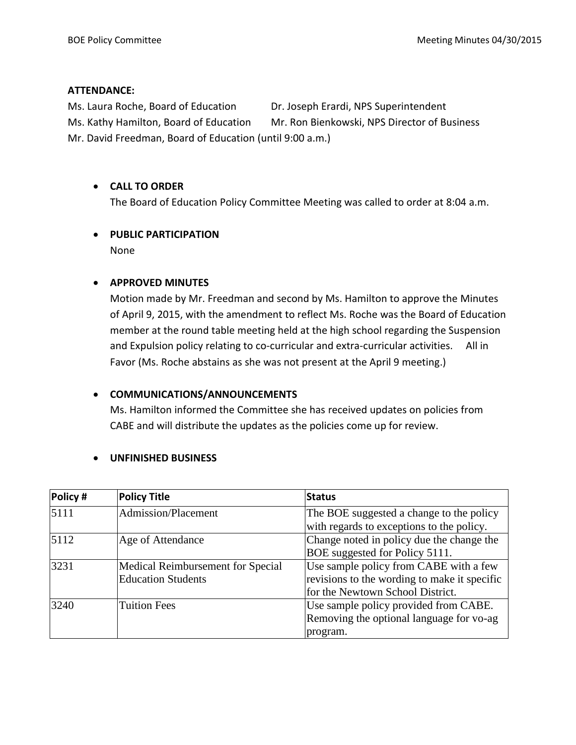**ATTENDANCE:**

Ms. Laura Roche, Board of Education  Dr. Joseph Erardi, NPS Superintendent
Ms. Kathy Hamilton, Board of Education  Mr. Ron Bienkowski, NPS Director of Business
Mr. David Freedman, Board of Education (until 9:00 a.m.)

- **CALL TO ORDER**
  The Board of Education Policy Committee Meeting was called to order at 8:04 a.m.

- **PUBLIC PARTICIPATION**
  None

- **APPROVED MINUTES**
  Motion made by Mr. Freedman and second by Ms. Hamilton to approve the Minutes of April 9, 2015, with the amendment to reflect Ms. Roche was the Board of Education member at the round table meeting held at the high school regarding the Suspension and Expulsion policy relating to co-curricular and extra-curricular activities. All in Favor (Ms. Roche abstains as she was not present at the April 9 meeting.)

- **COMMUNICATIONS/ANNOUNCEMENTS**
  Ms. Hamilton informed the Committee she has received updates on policies from CABE and will distribute the updates as the policies come up for review.

- **UNFINISHED BUSINESS**

| Policy # | Policy Title | Status |
|---|---|---|
| 5111 | Admission/Placement | The BOE suggested a change to the policy with regards to exceptions to the policy. |
| 5112 | Age of Attendance | Change noted in policy due the change the BOE suggested for Policy 5111. |
| 3231 | Medical Reimbursement for Special Education Students | Use sample policy from CABE with a few revisions to the wording to make it specific for the Newtown School District. |
| 3240 | Tuition Fees | Use sample policy provided from CABE. Removing the optional language for vo-ag program. |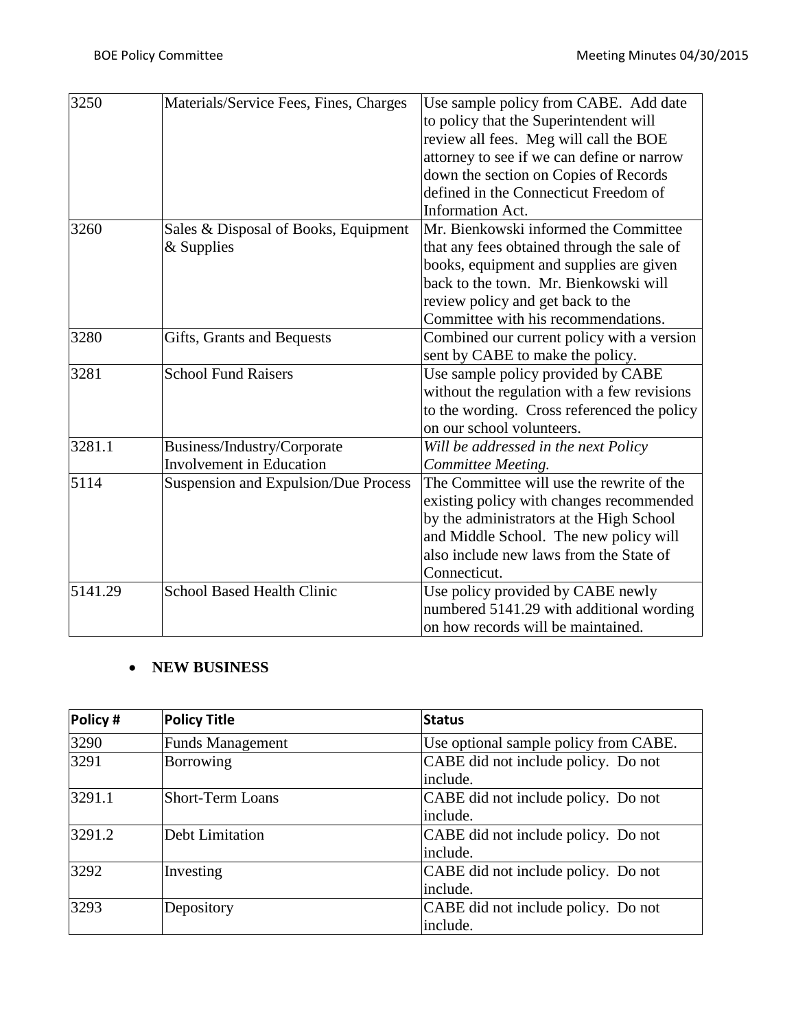| | | |
|---|---|---|
| 3250 | Materials/Service Fees, Fines, Charges | Use sample policy from CABE. Add date to policy that the Superintendent will review all fees. Meg will call the BOE attorney to see if we can define or narrow down the section on Copies of Records defined in the Connecticut Freedom of Information Act. |
| 3260 | Sales & Disposal of Books, Equipment & Supplies | Mr. Bienkowski informed the Committee that any fees obtained through the sale of books, equipment and supplies are given back to the town. Mr. Bienkowski will review policy and get back to the Committee with his recommendations. |
| 3280 | Gifts, Grants and Bequests | Combined our current policy with a version sent by CABE to make the policy. |
| 3281 | School Fund Raisers | Use sample policy provided by CABE without the regulation with a few revisions to the wording. Cross referenced the policy on our school volunteers. |
| 3281.1 | Business/Industry/Corporate Involvement in Education | *Will be addressed in the next Policy Committee Meeting.* |
| 5114 | Suspension and Expulsion/Due Process | The Committee will use the rewrite of the existing policy with changes recommended by the administrators at the High School and Middle School. The new policy will also include new laws from the State of Connecticut. |
| 5141.29 | School Based Health Clinic | Use policy provided by CABE newly numbered 5141.29 with additional wording on how records will be maintained. |

- **NEW BUSINESS**

| Policy # | Policy Title | Status |
|---|---|---|
| 3290 | Funds Management | Use optional sample policy from CABE. |
| 3291 | Borrowing | CABE did not include policy. Do not include. |
| 3291.1 | Short-Term Loans | CABE did not include policy. Do not include. |
| 3291.2 | Debt Limitation | CABE did not include policy. Do not include. |
| 3292 | Investing | CABE did not include policy. Do not include. |
| 3293 | Depository | CABE did not include policy. Do not include. |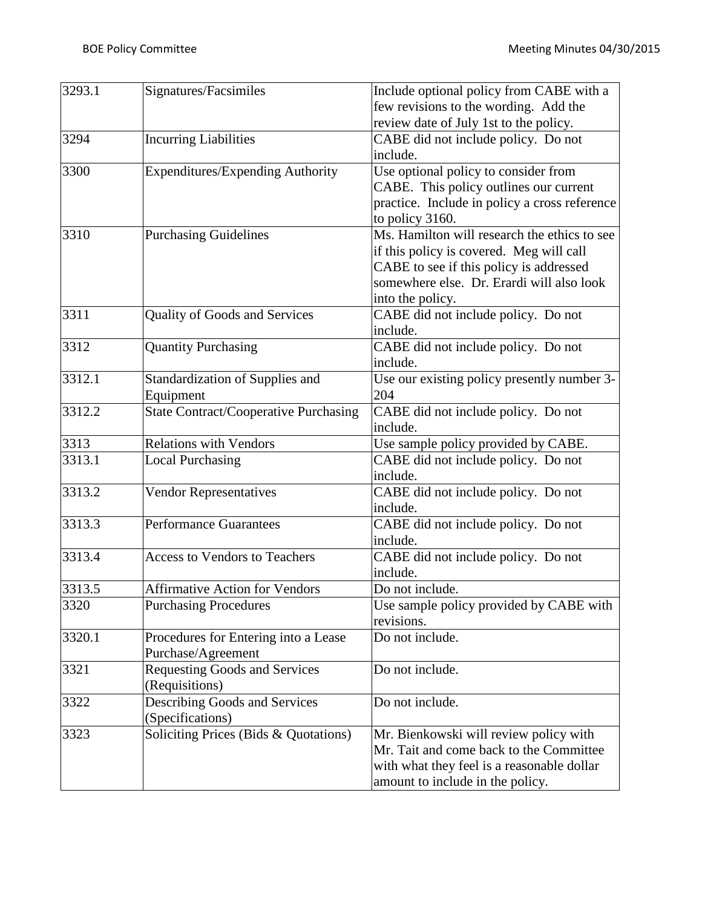| | | |
|---|---|---|
| 3293.1 | Signatures/Facsimiles | Include optional policy from CABE with a few revisions to the wording. Add the review date of July 1st to the policy. |
| 3294 | Incurring Liabilities | CABE did not include policy. Do not include. |
| 3300 | Expenditures/Expending Authority | Use optional policy to consider from CABE. This policy outlines our current practice. Include in policy a cross reference to policy 3160. |
| 3310 | Purchasing Guidelines | Ms. Hamilton will research the ethics to see if this policy is covered. Meg will call CABE to see if this policy is addressed somewhere else. Dr. Erardi will also look into the policy. |
| 3311 | Quality of Goods and Services | CABE did not include policy. Do not include. |
| 3312 | Quantity Purchasing | CABE did not include policy. Do not include. |
| 3312.1 | Standardization of Supplies and Equipment | Use our existing policy presently number 3-204 |
| 3312.2 | State Contract/Cooperative Purchasing | CABE did not include policy. Do not include. |
| 3313 | Relations with Vendors | Use sample policy provided by CABE. |
| 3313.1 | Local Purchasing | CABE did not include policy. Do not include. |
| 3313.2 | Vendor Representatives | CABE did not include policy. Do not include. |
| 3313.3 | Performance Guarantees | CABE did not include policy. Do not include. |
| 3313.4 | Access to Vendors to Teachers | CABE did not include policy. Do not include. |
| 3313.5 | Affirmative Action for Vendors | Do not include. |
| 3320 | Purchasing Procedures | Use sample policy provided by CABE with revisions. |
| 3320.1 | Procedures for Entering into a Lease Purchase/Agreement | Do not include. |
| 3321 | Requesting Goods and Services (Requisitions) | Do not include. |
| 3322 | Describing Goods and Services (Specifications) | Do not include. |
| 3323 | Soliciting Prices (Bids & Quotations) | Mr. Bienkowski will review policy with Mr. Tait and come back to the Committee with what they feel is a reasonable dollar amount to include in the policy. |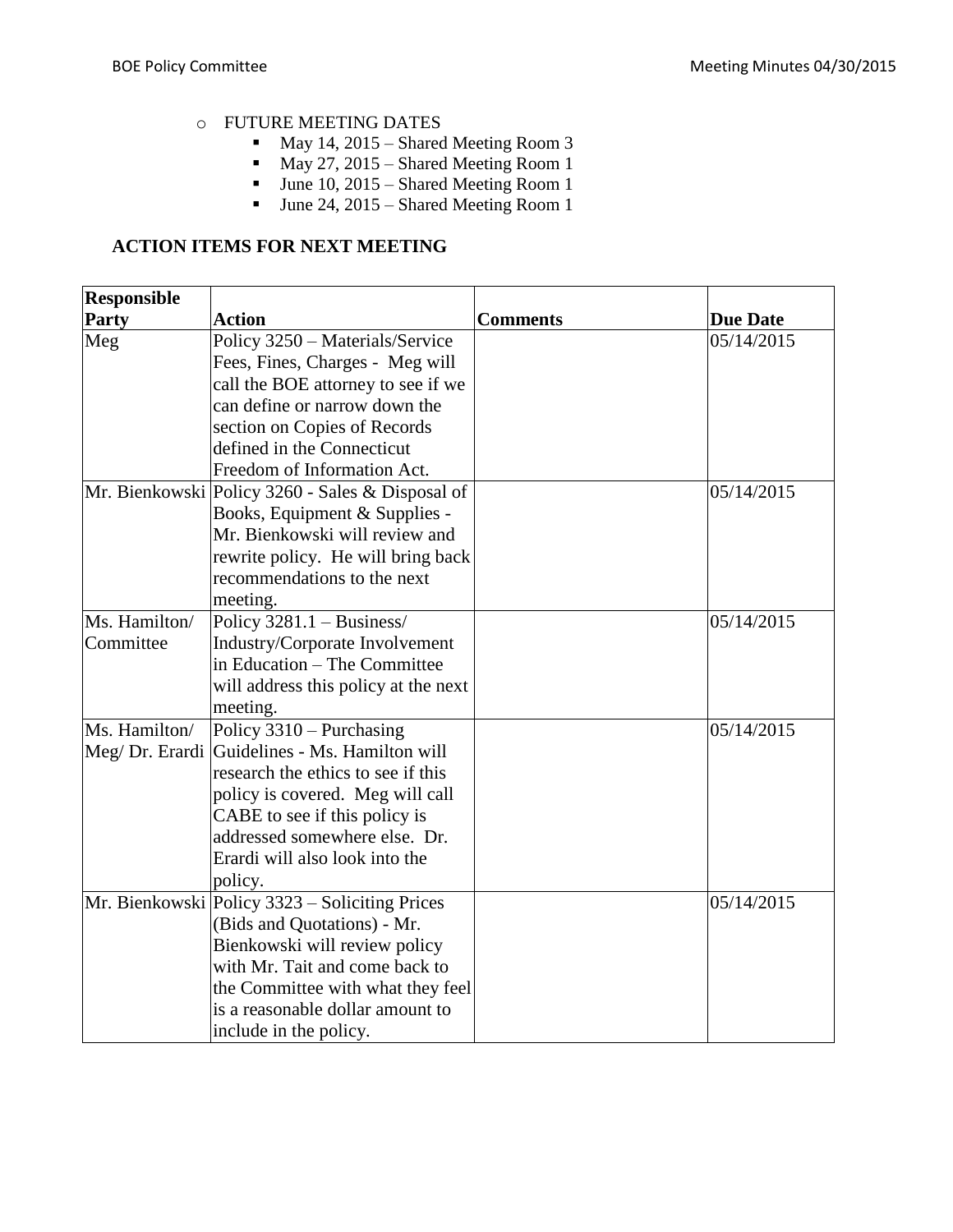- FUTURE MEETING DATES
  - May 14, 2015 – Shared Meeting Room 3
  - May 27, 2015 – Shared Meeting Room 1
  - June 10, 2015 – Shared Meeting Room 1
  - June 24, 2015 – Shared Meeting Room 1

## ACTION ITEMS FOR NEXT MEETING

| Responsible Party | Action | Comments | Due Date |
|---|---|---|---|
| Meg | Policy 3250 – Materials/Service Fees, Fines, Charges - Meg will call the BOE attorney to see if we can define or narrow down the section on Copies of Records defined in the Connecticut Freedom of Information Act. | | 05/14/2015 |
| Mr. Bienkowski | Policy 3260 - Sales & Disposal of Books, Equipment & Supplies - Mr. Bienkowski will review and rewrite policy. He will bring back recommendations to the next meeting. | | 05/14/2015 |
| Ms. Hamilton/ Committee | Policy 3281.1 – Business/ Industry/Corporate Involvement in Education – The Committee will address this policy at the next meeting. | | 05/14/2015 |
| Ms. Hamilton/ Meg/ Dr. Erardi | Policy 3310 – Purchasing Guidelines - Ms. Hamilton will research the ethics to see if this policy is covered. Meg will call CABE to see if this policy is addressed somewhere else. Dr. Erardi will also look into the policy. | | 05/14/2015 |
| Mr. Bienkowski | Policy 3323 – Soliciting Prices (Bids and Quotations) - Mr. Bienkowski will review policy with Mr. Tait and come back to the Committee with what they feel is a reasonable dollar amount to include in the policy. | | 05/14/2015 |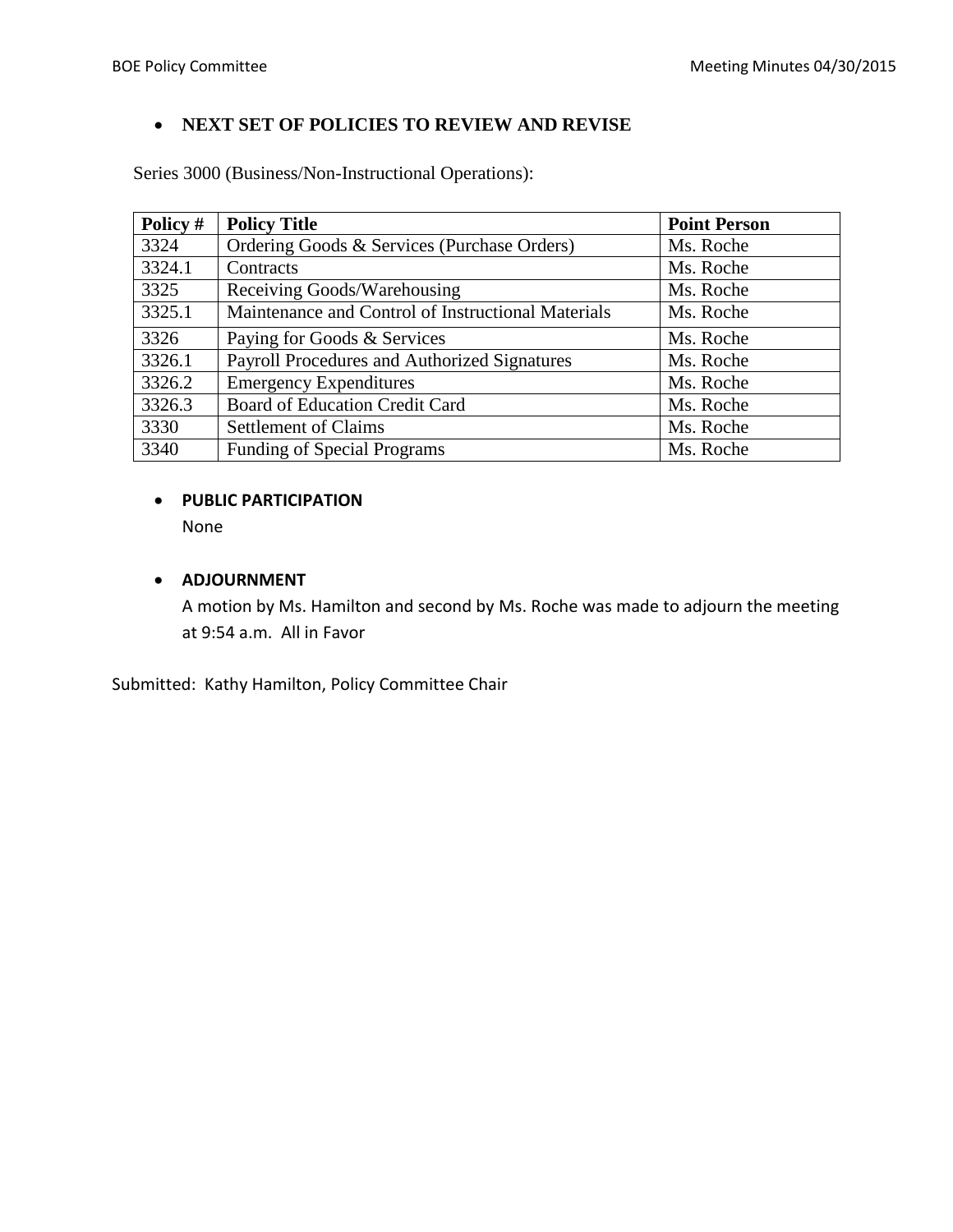- **NEXT SET OF POLICIES TO REVIEW AND REVISE**

Series 3000 (Business/Non-Instructional Operations):

| Policy # | Policy Title | Point Person |
|---|---|---|
| 3324 | Ordering Goods & Services (Purchase Orders) | Ms. Roche |
| 3324.1 | Contracts | Ms. Roche |
| 3325 | Receiving Goods/Warehousing | Ms. Roche |
| 3325.1 | Maintenance and Control of Instructional Materials | Ms. Roche |
| 3326 | Paying for Goods & Services | Ms. Roche |
| 3326.1 | Payroll Procedures and Authorized Signatures | Ms. Roche |
| 3326.2 | Emergency Expenditures | Ms. Roche |
| 3326.3 | Board of Education Credit Card | Ms. Roche |
| 3330 | Settlement of Claims | Ms. Roche |
| 3340 | Funding of Special Programs | Ms. Roche |

- **PUBLIC PARTICIPATION**
  None

- **ADJOURNMENT**
  A motion by Ms. Hamilton and second by Ms. Roche was made to adjourn the meeting at 9:54 a.m. All in Favor

Submitted: Kathy Hamilton, Policy Committee Chair